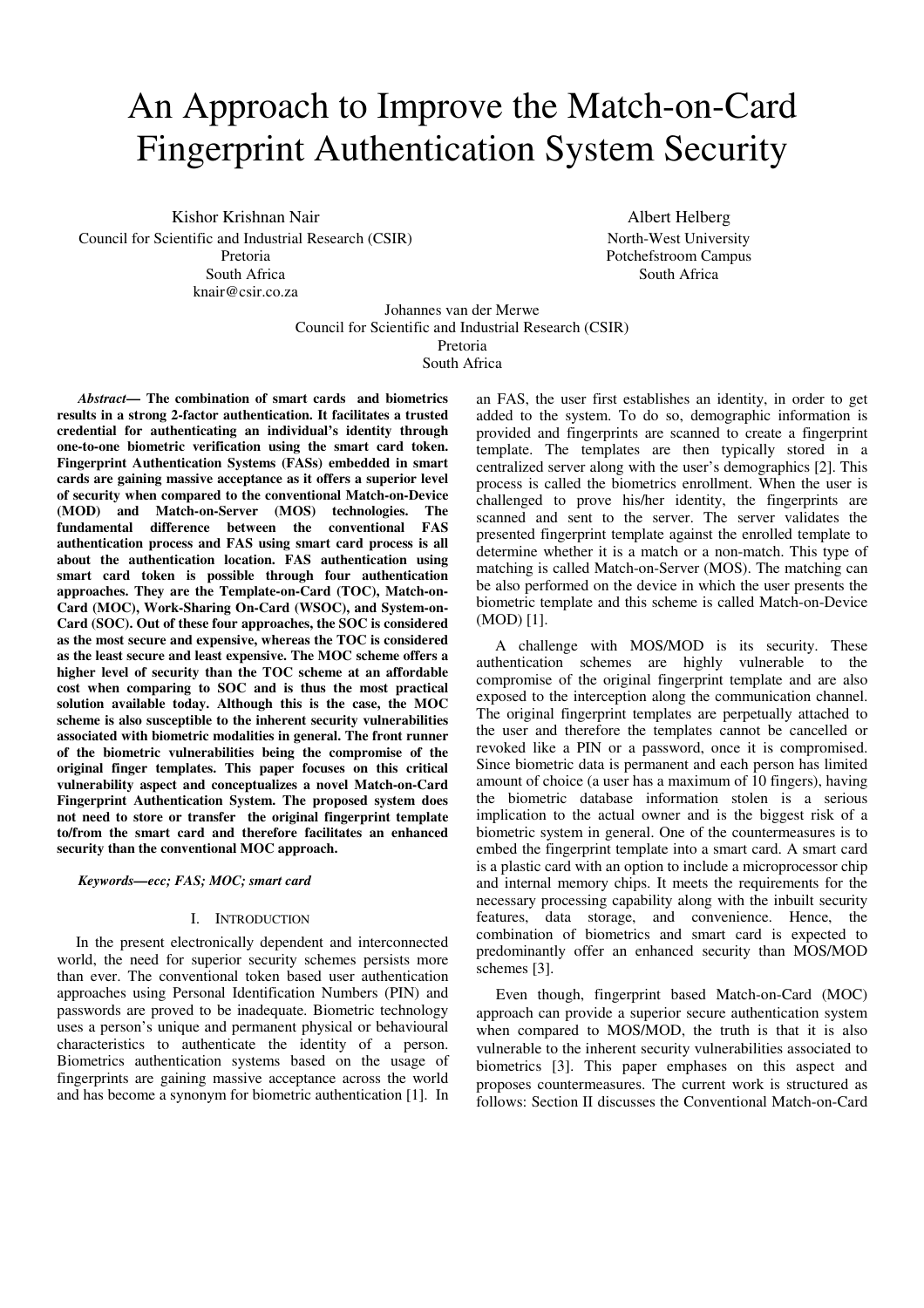# An Approach to Improve the Match-on-Card Fingerprint Authentication System Security

Kishor Krishnan Nair
Council for Scientific and Industrial Research (CSIR)
Pretoria
South Africa
knair@csir.co.za

Albert Helberg
North-West University
Potchefstroom Campus
South Africa

Johannes van der Merwe
Council for Scientific and Industrial Research (CSIR)
Pretoria
South Africa

***Abstract*— The combination of smart cards and biometrics results in a strong 2-factor authentication. It facilitates a trusted credential for authenticating an individual's identity through one-to-one biometric verification using the smart card token. Fingerprint Authentication Systems (FASs) embedded in smart cards are gaining massive acceptance as it offers a superior level of security when compared to the conventional Match-on-Device (MOD) and Match-on-Server (MOS) technologies. The fundamental difference between the conventional FAS authentication process and FAS using smart card process is all about the authentication location. FAS authentication using smart card token is possible through four authentication approaches. They are the Template-on-Card (TOC), Match-on-Card (MOC), Work-Sharing On-Card (WSOC), and System-on-Card (SOC). Out of these four approaches, the SOC is considered as the most secure and expensive, whereas the TOC is considered as the least secure and least expensive. The MOC scheme offers a higher level of security than the TOC scheme at an affordable cost when comparing to SOC and is thus the most practical solution available today. Although this is the case, the MOC scheme is also susceptible to the inherent security vulnerabilities associated with biometric modalities in general. The front runner of the biometric vulnerabilities being the compromise of the original finger templates. This paper focuses on this critical vulnerability aspect and conceptualizes a novel Match-on-Card Fingerprint Authentication System. The proposed system does not need to store or transfer the original fingerprint template to/from the smart card and therefore facilitates an enhanced security than the conventional MOC approach.**

***Keywords—ecc; FAS; MOC; smart card***

## I. Introduction

In the present electronically dependent and interconnected world, the need for superior security schemes persists more than ever. The conventional token based user authentication approaches using Personal Identification Numbers (PIN) and passwords are proved to be inadequate. Biometric technology uses a person's unique and permanent physical or behavioural characteristics to authenticate the identity of a person. Biometrics authentication systems based on the usage of fingerprints are gaining massive acceptance across the world and has become a synonym for biometric authentication [1]. In an FAS, the user first establishes an identity, in order to get added to the system. To do so, demographic information is provided and fingerprints are scanned to create a fingerprint template. The templates are then typically stored in a centralized server along with the user's demographics [2]. This process is called the biometrics enrollment. When the user is challenged to prove his/her identity, the fingerprints are scanned and sent to the server. The server validates the presented fingerprint template against the enrolled template to determine whether it is a match or a non-match. This type of matching is called Match-on-Server (MOS). The matching can be also performed on the device in which the user presents the biometric template and this scheme is called Match-on-Device (MOD) [1].

A challenge with MOS/MOD is its security. These authentication schemes are highly vulnerable to the compromise of the original fingerprint template and are also exposed to the interception along the communication channel. The original fingerprint templates are perpetually attached to the user and therefore the templates cannot be cancelled or revoked like a PIN or a password, once it is compromised. Since biometric data is permanent and each person has limited amount of choice (a user has a maximum of 10 fingers), having the biometric database information stolen is a serious implication to the actual owner and is the biggest risk of a biometric system in general. One of the countermeasures is to embed the fingerprint template into a smart card. A smart card is a plastic card with an option to include a microprocessor chip and internal memory chips. It meets the requirements for the necessary processing capability along with the inbuilt security features, data storage, and convenience. Hence, the combination of biometrics and smart card is expected to predominantly offer an enhanced security than MOS/MOD schemes [3].

Even though, fingerprint based Match-on-Card (MOC) approach can provide a superior secure authentication system when compared to MOS/MOD, the truth is that it is also vulnerable to the inherent security vulnerabilities associated to biometrics [3]. This paper emphases on this aspect and proposes countermeasures. The current work is structured as follows: Section II discusses the Conventional Match-on-Card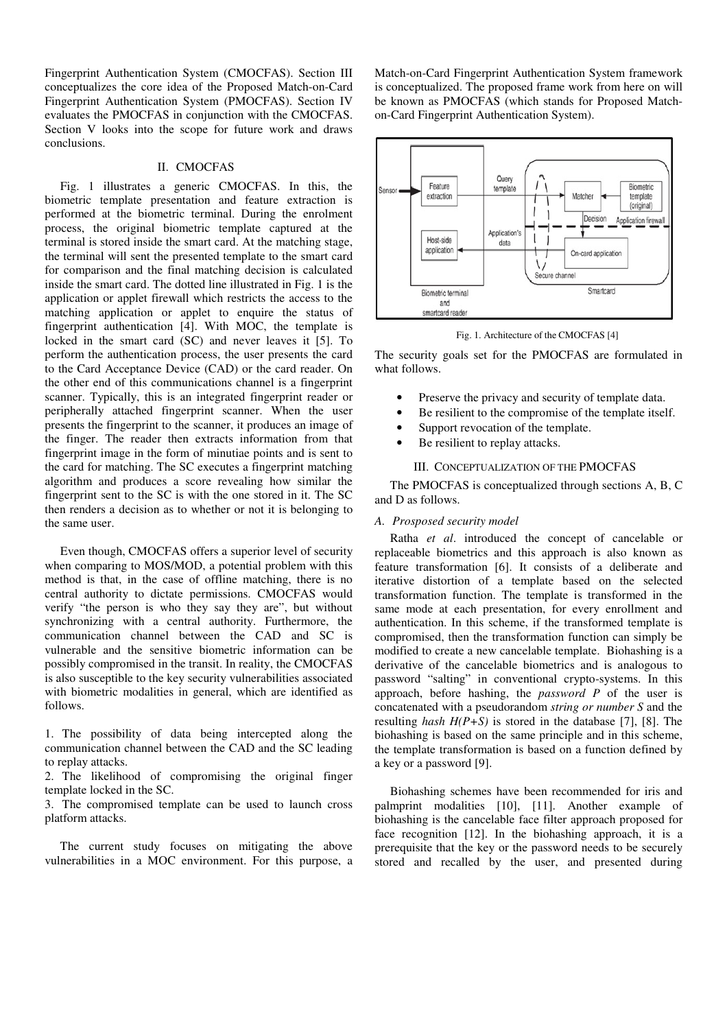Fingerprint Authentication System (CMOCFAS). Section III conceptualizes the core idea of the Proposed Match-on-Card Fingerprint Authentication System (PMOCFAS). Section IV evaluates the PMOCFAS in conjunction with the CMOCFAS. Section V looks into the scope for future work and draws conclusions.

## II. CMOCFAS

Fig. 1 illustrates a generic CMOCFAS. In this, the biometric template presentation and feature extraction is performed at the biometric terminal. During the enrolment process, the original biometric template captured at the terminal is stored inside the smart card. At the matching stage, the terminal will sent the presented template to the smart card for comparison and the final matching decision is calculated inside the smart card. The dotted line illustrated in Fig. 1 is the application or applet firewall which restricts the access to the matching application or applet to enquire the status of fingerprint authentication [4]. With MOC, the template is locked in the smart card (SC) and never leaves it [5]. To perform the authentication process, the user presents the card to the Card Acceptance Device (CAD) or the card reader. On the other end of this communications channel is a fingerprint scanner. Typically, this is an integrated fingerprint reader or peripherally attached fingerprint scanner. When the user presents the fingerprint to the scanner, it produces an image of the finger. The reader then extracts information from that fingerprint image in the form of minutiae points and is sent to the card for matching. The SC executes a fingerprint matching algorithm and produces a score revealing how similar the fingerprint sent to the SC is with the one stored in it. The SC then renders a decision as to whether or not it is belonging to the same user.

Even though, CMOCFAS offers a superior level of security when comparing to MOS/MOD, a potential problem with this method is that, in the case of offline matching, there is no central authority to dictate permissions. CMOCFAS would verify "the person is who they say they are", but without synchronizing with a central authority. Furthermore, the communication channel between the CAD and SC is vulnerable and the sensitive biometric information can be possibly compromised in the transit. In reality, the CMOCFAS is also susceptible to the key security vulnerabilities associated with biometric modalities in general, which are identified as follows.

1. The possibility of data being intercepted along the communication channel between the CAD and the SC leading to replay attacks.
2. The likelihood of compromising the original finger template locked in the SC.
3. The compromised template can be used to launch cross platform attacks.

The current study focuses on mitigating the above vulnerabilities in a MOC environment. For this purpose, a Match-on-Card Fingerprint Authentication System framework is conceptualized. The proposed frame work from here on will be known as PMOCFAS (which stands for Proposed Match-on-Card Fingerprint Authentication System).

Fig. 1. Architecture of the CMOCFAS [4]

The security goals set for the PMOCFAS are formulated in what follows.

- Preserve the privacy and security of template data.
- Be resilient to the compromise of the template itself.
- Support revocation of the template.
- Be resilient to replay attacks.

## III. CONCEPTUALIZATION OF THE PMOCFAS

The PMOCFAS is conceptualized through sections A, B, C and D as follows.

### A. Prosposed security model

Ratha *et al*. introduced the concept of cancelable or replaceable biometrics and this approach is also known as feature transformation [6]. It consists of a deliberate and iterative distortion of a template based on the selected transformation function. The template is transformed in the same mode at each presentation, for every enrollment and authentication. In this scheme, if the transformed template is compromised, then the transformation function can simply be modified to create a new cancelable template. Biohashing is a derivative of the cancelable biometrics and is analogous to password "salting" in conventional crypto-systems. In this approach, before hashing, the *password P* of the user is concatenated with a pseudorandom *string or number S* and the resulting *hash H(P+S)* is stored in the database [7], [8]. The biohashing is based on the same principle and in this scheme, the template transformation is based on a function defined by a key or a password [9].

Biohashing schemes have been recommended for iris and palmprint modalities [10], [11]. Another example of biohashing is the cancelable face filter approach proposed for face recognition [12]. In the biohashing approach, it is a prerequisite that the key or the password needs to be securely stored and recalled by the user, and presented during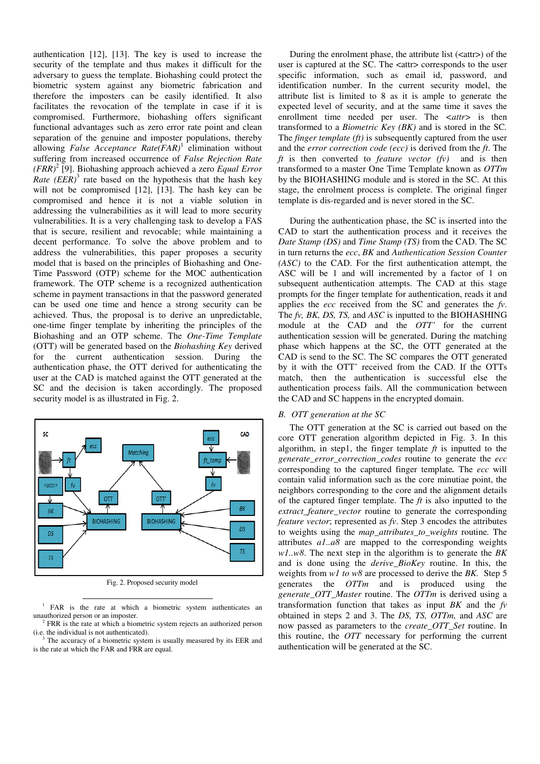authentication [12], [13]. The key is used to increase the security of the template and thus makes it difficult for the adversary to guess the template. Biohashing could protect the biometric system against any biometric fabrication and therefore the imposters can be easily identified. It also facilitates the revocation of the template in case if it is compromised. Furthermore, biohashing offers significant functional advantages such as zero error rate point and clean separation of the genuine and imposter populations, thereby allowing *False Acceptance Rate(FAR)*[1] elimination without suffering from increased occurrence of *False Rejection Rate (FRR)*[2] [9]. Biohashing approach achieved a zero *Equal Error Rate (EER)*[3] rate based on the hypothesis that the hash key will not be compromised [12], [13]. The hash key can be compromised and hence it is not a viable solution in addressing the vulnerabilities as it will lead to more security vulnerabilities. It is a very challenging task to develop a FAS that is secure, resilient and revocable; while maintaining a decent performance. To solve the above problem and to address the vulnerabilities, this paper proposes a security model that is based on the principles of Biohashing and One-Time Password (OTP) scheme for the MOC authentication framework. The OTP scheme is a recognized authentication scheme in payment transactions in that the password generated can be used one time and hence a strong security can be achieved. Thus, the proposal is to derive an unpredictable, one-time finger template by inheriting the principles of the Biohashing and an OTP scheme. The *One-Time Template* (OTT) will be generated based on the *Biohashing Key* derived for the current authentication session. During the authentication phase, the OTT derived for authenticating the user at the CAD is matched against the OTT generated at the SC and the decision is taken accordingly. The proposed security model is as illustrated in Fig. 2.

SC

CAD

ecc

ft

<attr>

fv

BK

DS

TS

BIOHASHING

OTT

Matching

OTT'

BIOHASHING

ecc

ft_temp

fv

BK

DS

TS

Fig. 2. Proposed security model

During the enrolment phase, the attribute list (<attr>) of the user is captured at the SC. The <attr> corresponds to the user specific information, such as email id, password, and identification number. In the current security model, the attribute list is limited to 8 as it is ample to generate the expected level of security, and at the same time it saves the enrollment time needed per user. The *<attr>* is then transformed to a *Biometric Key (BK)* and is stored in the SC. The *finger template (ft)* is subsequently captured from the user and the *error correction code (ecc)* is derived from the *ft*. The *ft* is then converted to *feature vector (fv)* and is then transformed to a master One Time Template known as *OTTm* by the BIOHASHING module and is stored in the SC. At this stage, the enrolment process is complete. The original finger template is dis-regarded and is never stored in the SC.

During the authentication phase, the SC is inserted into the CAD to start the authentication process and it receives the *Date Stamp (DS)* and *Time Stamp (TS)* from the CAD. The SC in turn returns the *ecc*, *BK* and *Authentication Session Counter (ASC)* to the CAD. For the first authentication attempt, the ASC will be 1 and will incremented by a factor of 1 on subsequent authentication attempts. The CAD at this stage prompts for the finger template for authentication, reads it and applies the *ecc* received from the SC and generates the *fv*. The *fv, BK, DS, TS,* and *ASC* is inputted to the BIOHASHING module at the CAD and the *OTT'* for the current authentication session will be generated. During the matching phase which happens at the SC, the OTT generated at the CAD is send to the SC. The SC compares the OTT generated by it with the OTT' received from the CAD. If the OTTs match, then the authentication is successful else the authentication process fails. All the communication between the CAD and SC happens in the encrypted domain.

### B. OTT generation at the SC

The OTT generation at the SC is carried out based on the core OTT generation algorithm depicted in Fig. 3. In this algorithm, in step1, the finger template *ft* is inputted to the *generate_error_correction_codes* routine to generate the *ecc* corresponding to the captured finger template**.** The *ecc* will contain valid information such as the core minutiae point, the neighbors corresponding to the core and the alignment details of the captured finger template. The *ft* is also inputted to the *extract_feature_vector* routine to generate the corresponding *feature vector*; represented as *fv*. Step 3 encodes the attributes to weights using the *map_attributes_to_weights* routine. The attributes *a1..a8* are mapped to the corresponding weights *w1..w8*. The next step in the algorithm is to generate the *BK* and is done using the *derive_BioKey* routine. In this, the weights from *w1 to w8* are processed to derive the *BK.* Step 5 generates the *OTTm* and is produced using the *generate_OTT_Master* routine. The *OTTm* is derived using a transformation function that takes as input *BK* and the *fv* obtained in steps 2 and 3. The *DS, TS, OTTm,* and *ASC* are now passed as parameters to the *create_OTT_Set* routine. In this routine, the *OTT* necessary for performing the current authentication will be generated at the SC.

---

[1] FAR is the rate at which a biometric system authenticates an unauthorized person or an imposter.

[2] FRR is the rate at which a biometric system rejects an authorized person (i.e. the individual is not authenticated).

[3] The accuracy of a biometric system is usually measured by its EER and is the rate at which the FAR and FRR are equal.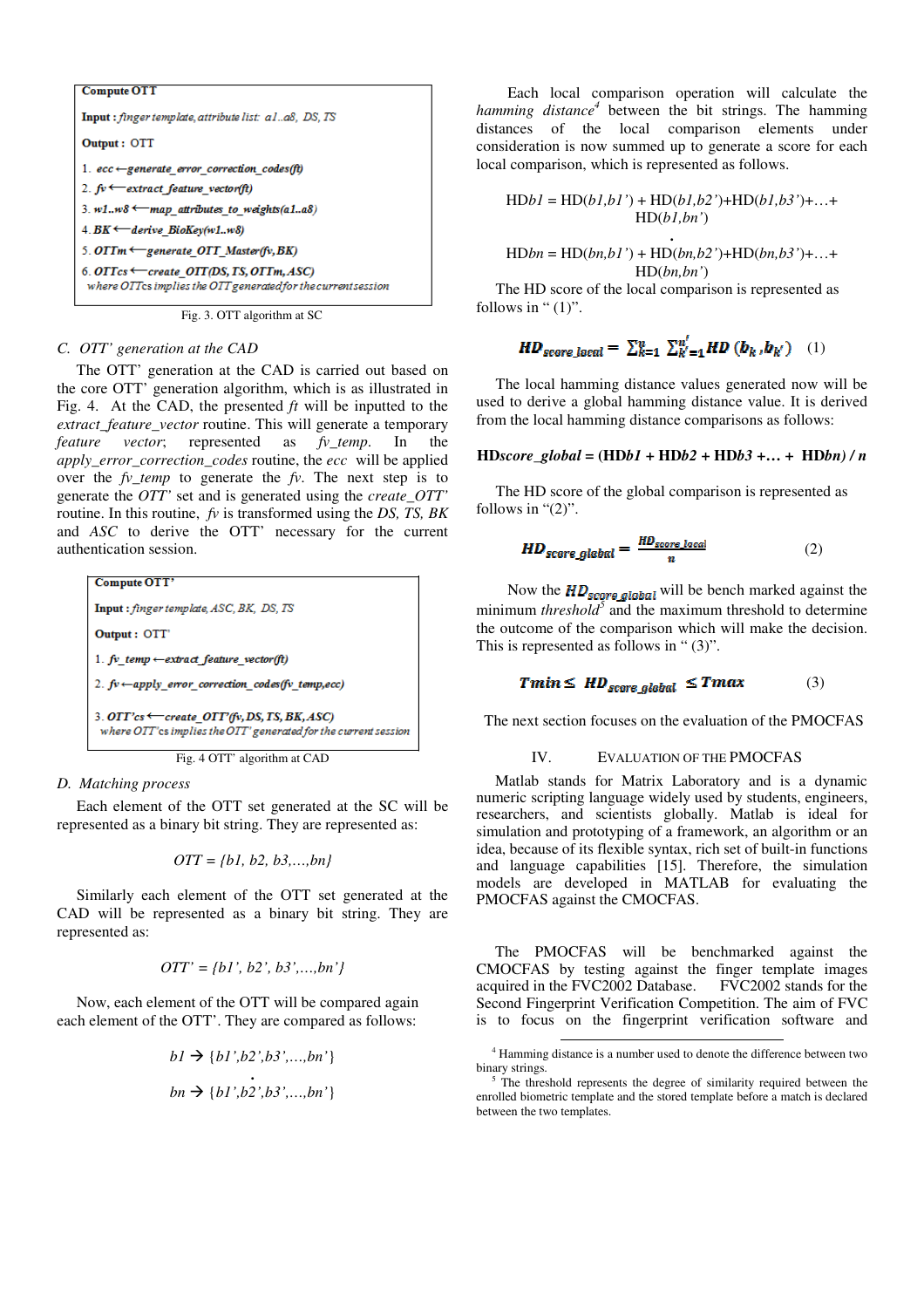**Compute OTT**

**Input :** *finger template, attribute list: a1..a8, DS, TS*

**Output :** OTT

1. *ecc ←generate_error_correction_codes(ft)*
2. *fv ←extract_feature_vector(ft)*
3. *w1..w8 ←map_attributes_to_weights(a1..a8)*
4. *BK ←derive_BioKey(w1..w8)*
5. *OTTm ←generate_OTT_Master(fv, BK)*
6. *OTTcs ←create_OTT(DS, TS, OTTm, ASC)*
   *where OTTcs implies the OTT generated for the current session*

Fig. 3. OTT algorithm at SC

### C. OTT' generation at the CAD

The OTT' generation at the CAD is carried out based on the core OTT' generation algorithm, which is as illustrated in Fig. 4. At the CAD, the presented *ft* will be inputted to the *extract_feature_vector* routine. This will generate a temporary *feature vector*, represented as *fv_temp*. In the *apply_error_correction_codes* routine, the *ecc* will be applied over the *fv_temp* to generate the *fv*. The next step is to generate the *OTT'* set and is generated using the *create_OTT'* routine. In this routine, *fv* is transformed using the *DS, TS, BK* and *ASC* to derive the OTT' necessary for the current authentication session.

**Compute OTT'**

**Input :** *finger template, ASC, BK, DS, TS*

**Output :** OTT'

1. *fv_temp ←extract_feature_vector(ft)*
2. *fv ←apply_error_correction_codes(fv_temp,ecc)*
3. *OTT'cs ←create_OTT'(fv, DS, TS, BK, ASC)*
   *where OTT'cs implies the OTT' generated for the current session*

Fig. 4 OTT' algorithm at CAD

### D. Matching process

Each element of the OTT set generated at the SC will be represented as a binary bit string. They are represented as:

$$OTT = \{b1, b2, b3,\ldots,bn\}$$

Similarly each element of the OTT set generated at the CAD will be represented as a binary bit string. They are represented as:

$$OTT' = \{b1', b2', b3',\ldots,bn'\}$$

Now, each element of the OTT will be compared again each element of the OTT'. They are compared as follows:

$$b1 \rightarrow \{b1',b2',b3',\ldots,bn'\}$$

$$\vdots$$

$$bn \rightarrow \{b1',b2',b3',\ldots,bn'\}$$

Each local comparison operation will calculate the *hamming distance*[4] between the bit strings. The hamming distances of the local comparison elements under consideration is now summed up to generate a score for each local comparison, which is represented as follows.

$$HDb1 = HD(b1,b1') + HD(b1,b2')+HD(b1,b3')+\ldots+ HD(b1,bn')$$

$$\vdots$$

$$HDbn = HD(bn,b1') + HD(bn,b2')+HD(bn,b3')+\ldots+ HD(bn,bn')$$

The HD score of the local comparison is represented as follows in " (1)".

$$HD_{score\_local} = \sum_{k=1}^{n} \sum_{k'=1}^{n'} HD\,(b_k, b_{k'}) \quad (1)$$

The local hamming distance values generated now will be used to derive a global hamming distance value. It is derived from the local hamming distance comparisons as follows:

**HD*score_global* = (HD*b1* + HD*b2* + HD*b3* +… + HD*bn*) / *n***

The HD score of the global comparison is represented as follows in "(2)".

$$HD_{score\_global} = \frac{HD_{score\_local}}{n} \quad (2)$$

Now the $HD_{score\_global}$ will be bench marked against the minimum *threshold*[5] and the maximum threshold to determine the outcome of the comparison which will make the decision. This is represented as follows in " (3)".

$$Tmin \leq HD_{score\_global} \leq Tmax \quad (3)$$

The next section focuses on the evaluation of the PMOCFAS

## IV. Evaluation of the PMOCFAS

Matlab stands for Matrix Laboratory and is a dynamic numeric scripting language widely used by students, engineers, researchers, and scientists globally. Matlab is ideal for simulation and prototyping of a framework, an algorithm or an idea, because of its flexible syntax, rich set of built-in functions and language capabilities [15]. Therefore, the simulation models are developed in MATLAB for evaluating the PMOCFAS against the CMOCFAS.

The PMOCFAS will be benchmarked against the CMOCFAS by testing against the finger template images acquired in the FVC2002 Database. FVC2002 stands for the Second Fingerprint Verification Competition. The aim of FVC is to focus on the fingerprint verification software and

---

[4] Hamming distance is a number used to denote the difference between two binary strings.

[5] The threshold represents the degree of similarity required between the enrolled biometric template and the stored template before a match is declared between the two templates.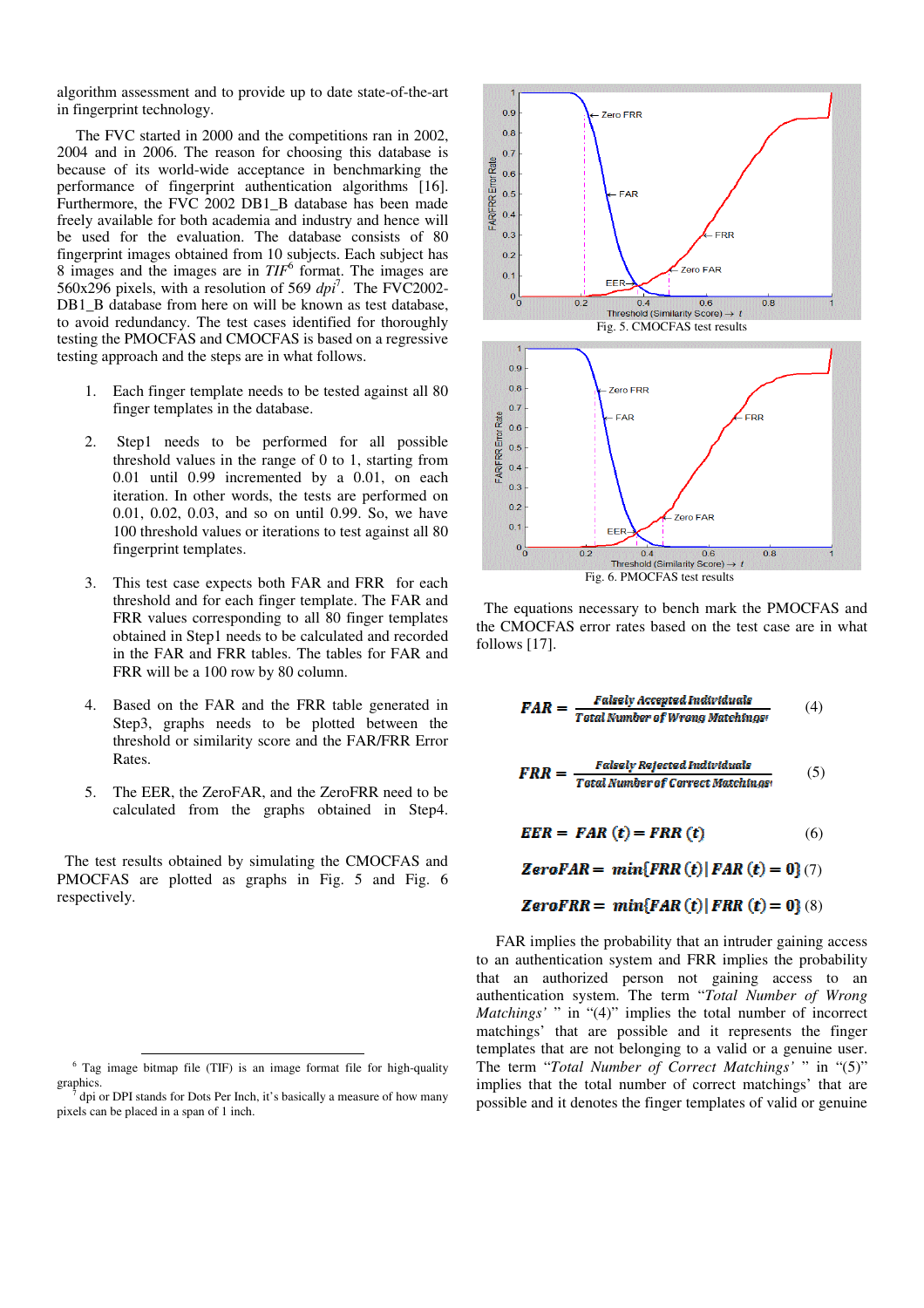algorithm assessment and to provide up to date state-of-the-art in fingerprint technology.

The FVC started in 2000 and the competitions ran in 2002, 2004 and in 2006. The reason for choosing this database is because of its world-wide acceptance in benchmarking the performance of fingerprint authentication algorithms [16]. Furthermore, the FVC 2002 DB1_B database has been made freely available for both academia and industry and hence will be used for the evaluation. The database consists of 80 fingerprint images obtained from 10 subjects. Each subject has 8 images and the images are in *TIF*[6] format. The images are 560x296 pixels, with a resolution of 569 *dpi*[7]. The FVC2002-DB1_B database from here on will be known as test database, to avoid redundancy. The test cases identified for thoroughly testing the PMOCFAS and CMOCFAS is based on a regressive testing approach and the steps are in what follows.

1. Each finger template needs to be tested against all 80 finger templates in the database.

2. Step1 needs to be performed for all possible threshold values in the range of 0 to 1, starting from 0.01 until 0.99 incremented by a 0.01, on each iteration. In other words, the tests are performed on 0.01, 0.02, 0.03, and so on until 0.99. So, we have 100 threshold values or iterations to test against all 80 fingerprint templates.

3. This test case expects both FAR and FRR for each threshold and for each finger template. The FAR and FRR values corresponding to all 80 finger templates obtained in Step1 needs to be calculated and recorded in the FAR and FRR tables. The tables for FAR and FRR will be a 100 row by 80 column.

4. Based on the FAR and the FRR table generated in Step3, graphs needs to be plotted between the threshold or similarity score and the FAR/FRR Error Rates.

5. The EER, the ZeroFAR, and the ZeroFRR need to be calculated from the graphs obtained in Step4.

The test results obtained by simulating the CMOCFAS and PMOCFAS are plotted as graphs in Fig. 5 and Fig. 6 respectively.

Fig. 5. CMOCFAS test results

Fig. 6. PMOCFAS test results

The equations necessary to bench mark the PMOCFAS and the CMOCFAS error rates based on the test case are in what follows [17].

$$FAR = \frac{\text{Falsely Accepted Individuals}}{\text{Total Number of Wrong Matchings}} \quad (4)$$

$$FRR = \frac{\text{Falsely Rejected Individuals}}{\text{Total Number of Correct Matchings}} \quad (5)$$

$$EER = FAR(t) = FRR(t) \quad (6)$$

$$ZeroFAR = \min\{FRR(t) \mid FAR(t) = 0\} \quad (7)$$

$$ZeroFRR = \min\{FAR(t) \mid FRR(t) = 0\} \quad (8)$$

FAR implies the probability that an intruder gaining access to an authentication system and FRR implies the probability that an authorized person not gaining access to an authentication system. The term "*Total Number of Wrong Matchings'* " in "(4)" implies the total number of incorrect matchings' that are possible and it represents the finger templates that are not belonging to a valid or a genuine user. The term "*Total Number of Correct Matchings'* " in "(5)" implies that the total number of correct matchings' that are possible and it denotes the finger templates of valid or genuine

[6] Tag image bitmap file (TIF) is an image format file for high-quality graphics.

[7] dpi or DPI stands for Dots Per Inch, it's basically a measure of how many pixels can be placed in a span of 1 inch.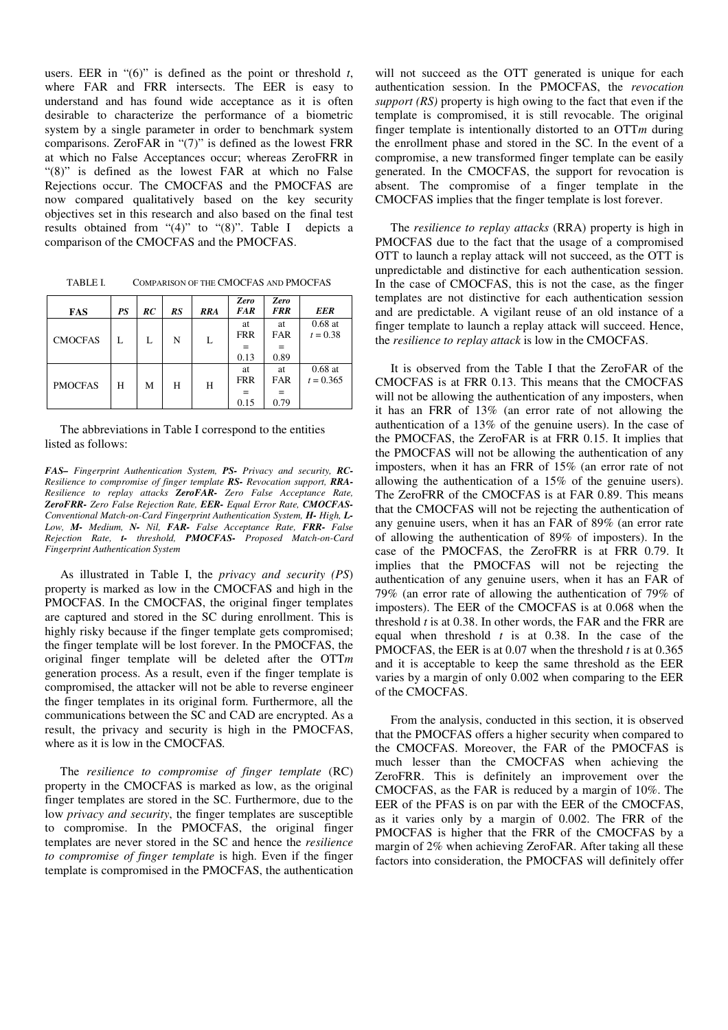users. EER in "(6)" is defined as the point or threshold $t$, where FAR and FRR intersects. The EER is easy to understand and has found wide acceptance as it is often desirable to characterize the performance of a biometric system by a single parameter in order to benchmark system comparisons. ZeroFAR in "(7)" is defined as the lowest FRR at which no False Acceptances occur; whereas ZeroFRR in "(8)" is defined as the lowest FAR at which no False Rejections occur. The CMOCFAS and the PMOCFAS are now compared qualitatively based on the key security objectives set in this research and also based on the final test results obtained from "(4)" to "(8)". Table I depicts a comparison of the CMOCFAS and the PMOCFAS.

TABLE I. COMPARISON OF THE CMOCFAS AND PMOCFAS

| ***FAS*** | ***PS*** | ***RC*** | ***RS*** | ***RRA*** | ***Zero FAR*** | ***Zero FRR*** | ***EER*** |
|---|---|---|---|---|---|---|---|
| CMOCFAS | L | L | N | L | at FRR = 0.13 | at FAR = 0.89 | 0.68 at $t = 0.38$ |
| PMOCFAS | H | M | H | H | at FRR = 0.15 | at FAR = 0.79 | 0.68 at $t = 0.365$ |

The abbreviations in Table I correspond to the entities listed as follows:

*FAS– Fingerprint Authentication System, **PS-** Privacy and security, **RC-** Resilience to compromise of finger template **RS-** Revocation support, **RRA-** Resilience to replay attacks **ZeroFAR-** Zero False Acceptance Rate, **ZeroFRR-** Zero False Rejection Rate, **EER-** Equal Error Rate, **CMOCFAS-** Conventional Match-on-Card Fingerprint Authentication System, **H-** High, **L-** Low, **M-** Medium, **N-** Nil, **FAR-** False Acceptance Rate, **FRR-** False Rejection Rate, **t-** threshold, **PMOCFAS-** Proposed Match-on-Card Fingerprint Authentication System*

As illustrated in Table I, the *privacy and security (PS)* property is marked as low in the CMOCFAS and high in the PMOCFAS. In the CMOCFAS, the original finger templates are captured and stored in the SC during enrollment. This is highly risky because if the finger template gets compromised; the finger template will be lost forever. In the PMOCFAS, the original finger template will be deleted after the OTT*m* generation process. As a result, even if the finger template is compromised, the attacker will not be able to reverse engineer the finger templates in its original form. Furthermore, all the communications between the SC and CAD are encrypted. As a result, the privacy and security is high in the PMOCFAS, where as it is low in the CMOCFAS.

The *resilience to compromise of finger template* (RC) property in the CMOCFAS is marked as low, as the original finger templates are stored in the SC. Furthermore, due to the low *privacy and security*, the finger templates are susceptible to compromise. In the PMOCFAS, the original finger templates are never stored in the SC and hence the *resilience to compromise of finger template* is high. Even if the finger template is compromised in the PMOCFAS, the authentication will not succeed as the OTT generated is unique for each authentication session. In the PMOCFAS, the *revocation support (RS)* property is high owing to the fact that even if the template is compromised, it is still revocable. The original finger template is intentionally distorted to an OTT*m* during the enrollment phase and stored in the SC. In the event of a compromise, a new transformed finger template can be easily generated. In the CMOCFAS, the support for revocation is absent. The compromise of a finger template in the CMOCFAS implies that the finger template is lost forever.

The *resilience to replay attacks* (RRA) property is high in PMOCFAS due to the fact that the usage of a compromised OTT to launch a replay attack will not succeed, as the OTT is unpredictable and distinctive for each authentication session. In the case of CMOCFAS, this is not the case, as the finger templates are not distinctive for each authentication session and are predictable. A vigilant reuse of an old instance of a finger template to launch a replay attack will succeed. Hence, the *resilience to replay attack* is low in the CMOCFAS.

It is observed from the Table I that the ZeroFAR of the CMOCFAS is at FRR 0.13. This means that the CMOCFAS will not be allowing the authentication of any imposters, when it has an FRR of 13% (an error rate of not allowing the authentication of a 13% of the genuine users). In the case of the PMOCFAS, the ZeroFAR is at FRR 0.15. It implies that the PMOCFAS will not be allowing the authentication of any imposters, when it has an FRR of 15% (an error rate of not allowing the authentication of a 15% of the genuine users). The ZeroFRR of the CMOCFAS is at FAR 0.89. This means that the CMOCFAS will not be rejecting the authentication of any genuine users, when it has an FAR of 89% (an error rate of allowing the authentication of 89% of imposters). In the case of the PMOCFAS, the ZeroFRR is at FRR 0.79. It implies that the PMOCFAS will not be rejecting the authentication of any genuine users, when it has an FAR of 79% (an error rate of allowing the authentication of 79% of imposters). The EER of the CMOCFAS is at 0.068 when the threshold $t$ is at 0.38. In other words, the FAR and the FRR are equal when threshold $t$ is at 0.38. In the case of the PMOCFAS, the EER is at 0.07 when the threshold $t$ is at 0.365 and it is acceptable to keep the same threshold as the EER varies by a margin of only 0.002 when comparing to the EER of the CMOCFAS.

From the analysis, conducted in this section, it is observed that the PMOCFAS offers a higher security when compared to the CMOCFAS. Moreover, the FAR of the PMOCFAS is much lesser than the CMOCFAS when achieving the ZeroFRR. This is definitely an improvement over the CMOCFAS, as the FAR is reduced by a margin of 10%. The EER of the PFAS is on par with the EER of the CMOCFAS, as it varies only by a margin of 0.002. The FRR of the PMOCFAS is higher that the FRR of the CMOCFAS by a margin of 2% when achieving ZeroFAR. After taking all these factors into consideration, the PMOCFAS will definitely offer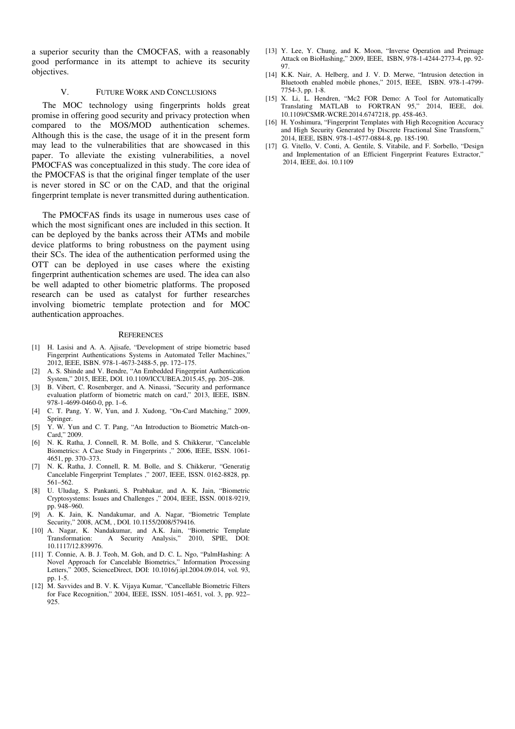a superior security than the CMOCFAS, with a reasonably good performance in its attempt to achieve its security objectives.

## V. FUTURE WORK AND CONCLUSIONS

The MOC technology using fingerprints holds great promise in offering good security and privacy protection when compared to the MOS/MOD authentication schemes. Although this is the case, the usage of it in the present form may lead to the vulnerabilities that are showcased in this paper. To alleviate the existing vulnerabilities, a novel PMOCFAS was conceptualized in this study. The core idea of the PMOCFAS is that the original finger template of the user is never stored in SC or on the CAD, and that the original fingerprint template is never transmitted during authentication.

The PMOCFAS finds its usage in numerous uses case of which the most significant ones are included in this section. It can be deployed by the banks across their ATMs and mobile device platforms to bring robustness on the payment using their SCs. The idea of the authentication performed using the OTT can be deployed in use cases where the existing fingerprint authentication schemes are used. The idea can also be well adapted to other biometric platforms. The proposed research can be used as catalyst for further researches involving biometric template protection and for MOC authentication approaches.

## REFERENCES

[1] H. Lasisi and A. A. Ajisafe, "Development of stripe biometric based Fingerprint Authentications Systems in Automated Teller Machines," 2012, IEEE, ISBN. 978-1-4673-2488-5, pp. 172–175.

[2] A. S. Shinde and V. Bendre, "An Embedded Fingerprint Authentication System," 2015, IEEE, DOI. 10.1109/ICCUBEA.2015.45, pp. 205–208.

[3] B. Vibert, C. Rosenberger, and A. Ninassi, "Security and performance evaluation platform of biometric match on card," 2013, IEEE, ISBN. 978-1-4699-0460-0, pp. 1–6.

[4] C. T. Pang, Y. W, Yun, and J. Xudong, "On-Card Matching," 2009, Springer.

[5] Y. W. Yun and C. T. Pang, "An Introduction to Biometric Match-on-Card," 2009.

[6] N. K. Ratha, J. Connell, R. M. Bolle, and S. Chikkerur, "Cancelable Biometrics: A Case Study in Fingerprints ," 2006, IEEE, ISSN. 1061-4651, pp. 370–373.

[7] N. K. Ratha, J. Connell, R. M. Bolle, and S. Chikkerur, "Generatig Cancelable Fingerprint Templates ," 2007, IEEE, ISSN. 0162-8828, pp. 561–562.

[8] U. Uludag, S. Pankanti, S. Prabhakar, and A. K. Jain, "Biometric Cryptosystems: Issues and Challenges ," 2004, IEEE, ISSN. 0018-9219, pp. 948–960.

[9] A. K. Jain, K. Nandakumar, and A. Nagar, "Biometric Template Security," 2008, ACM, , DOI. 10.1155/2008/579416.

[10] A. Nagar, K. Nandakumar, and A.K. Jain, "Biometric Template Transformation: A Security Analysis," 2010, SPIE, DOI: 10.1117/12.839976.

[11] T. Connie, A. B. J. Teoh, M. Goh, and D. C. L. Ngo, "PalmHashing: A Novel Approach for Cancelable Biometrics," Information Processing Letters," 2005, ScienceDirect, DOI: 10.1016/j.ipl.2004.09.014, vol. 93, pp. 1-5.

[12] M. Savvides and B. V. K. Vijaya Kumar, "Cancellable Biometric Filters for Face Recognition," 2004, IEEE, ISSN. 1051-4651, vol. 3, pp. 922–925.

[13] Y. Lee, Y. Chung, and K. Moon, "Inverse Operation and Preimage Attack on BioHashing," 2009, IEEE, ISBN, 978-1-4244-2773-4, pp. 92-97.

[14] K.K. Nair, A. Helberg, and J. V. D. Merwe, "Intrusion detection in Bluetooth enabled mobile phones," 2015, IEEE, ISBN. 978-1-4799-7754-3, pp. 1-8.

[15] X. Li, L. Hendren, "Mc2 FOR Demo: A Tool for Automatically Translating MATLAB to FORTRAN 95," 2014, IEEE, doi. 10.1109/CSMR-WCRE.2014.6747218, pp. 458-463.

[16] H. Yoshimura, "Fingerprint Templates with High Recognition Accuracy and High Security Generated by Discrete Fractional Sine Transform," 2014, IEEE, ISBN. 978-1-4577-0884-8, pp. 185-190.

[17] G. Vitello, V. Conti, A. Gentile, S. Vitabile, and F. Sorbello, "Design and Implementation of an Efficient Fingerprint Features Extractor," 2014, IEEE, doi. 10.1109